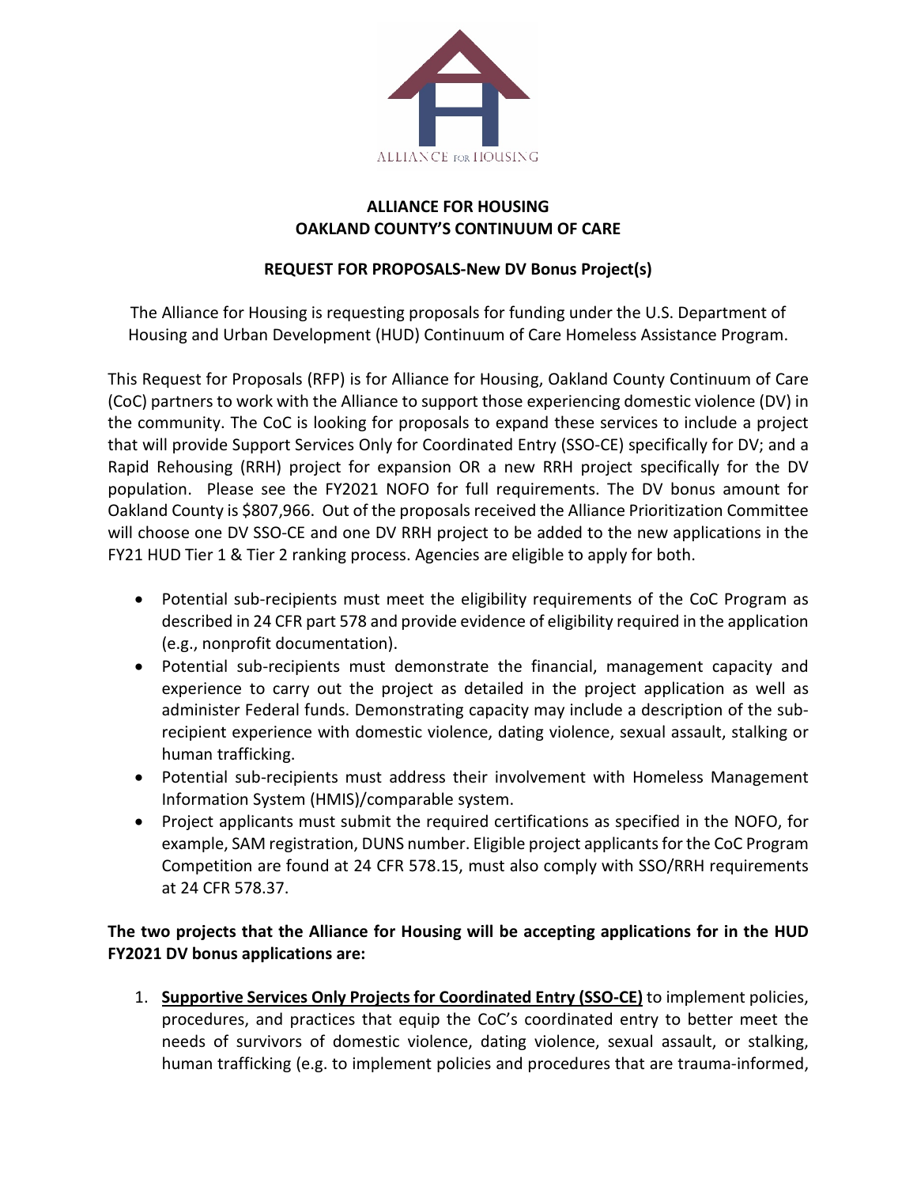ALLIANCE FOR HOUSING

# ALLIANCE FOR HOUSING
# OAKLAND COUNTY'S CONTINUUM OF CARE

## REQUEST FOR PROPOSALS-New DV Bonus Project(s)

The Alliance for Housing is requesting proposals for funding under the U.S. Department of Housing and Urban Development (HUD) Continuum of Care Homeless Assistance Program.

This Request for Proposals (RFP) is for Alliance for Housing, Oakland County Continuum of Care (CoC) partners to work with the Alliance to support those experiencing domestic violence (DV) in the community. The CoC is looking for proposals to expand these services to include a project that will provide Support Services Only for Coordinated Entry (SSO-CE) specifically for DV; and a Rapid Rehousing (RRH) project for expansion OR a new RRH project specifically for the DV population. Please see the FY2021 NOFO for full requirements. The DV bonus amount for Oakland County is $807,966. Out of the proposals received the Alliance Prioritization Committee will choose one DV SSO-CE and one DV RRH project to be added to the new applications in the FY21 HUD Tier 1 & Tier 2 ranking process. Agencies are eligible to apply for both.

- Potential sub-recipients must meet the eligibility requirements of the CoC Program as described in 24 CFR part 578 and provide evidence of eligibility required in the application (e.g., nonprofit documentation).
- Potential sub-recipients must demonstrate the financial, management capacity and experience to carry out the project as detailed in the project application as well as administer Federal funds. Demonstrating capacity may include a description of the sub-recipient experience with domestic violence, dating violence, sexual assault, stalking or human trafficking.
- Potential sub-recipients must address their involvement with Homeless Management Information System (HMIS)/comparable system.
- Project applicants must submit the required certifications as specified in the NOFO, for example, SAM registration, DUNS number. Eligible project applicants for the CoC Program Competition are found at 24 CFR 578.15, must also comply with SSO/RRH requirements at 24 CFR 578.37.

**The two projects that the Alliance for Housing will be accepting applications for in the HUD FY2021 DV bonus applications are:**

1. **Supportive Services Only Projects for Coordinated Entry (SSO-CE)** to implement policies, procedures, and practices that equip the CoC's coordinated entry to better meet the needs of survivors of domestic violence, dating violence, sexual assault, or stalking, human trafficking (e.g. to implement policies and procedures that are trauma-informed,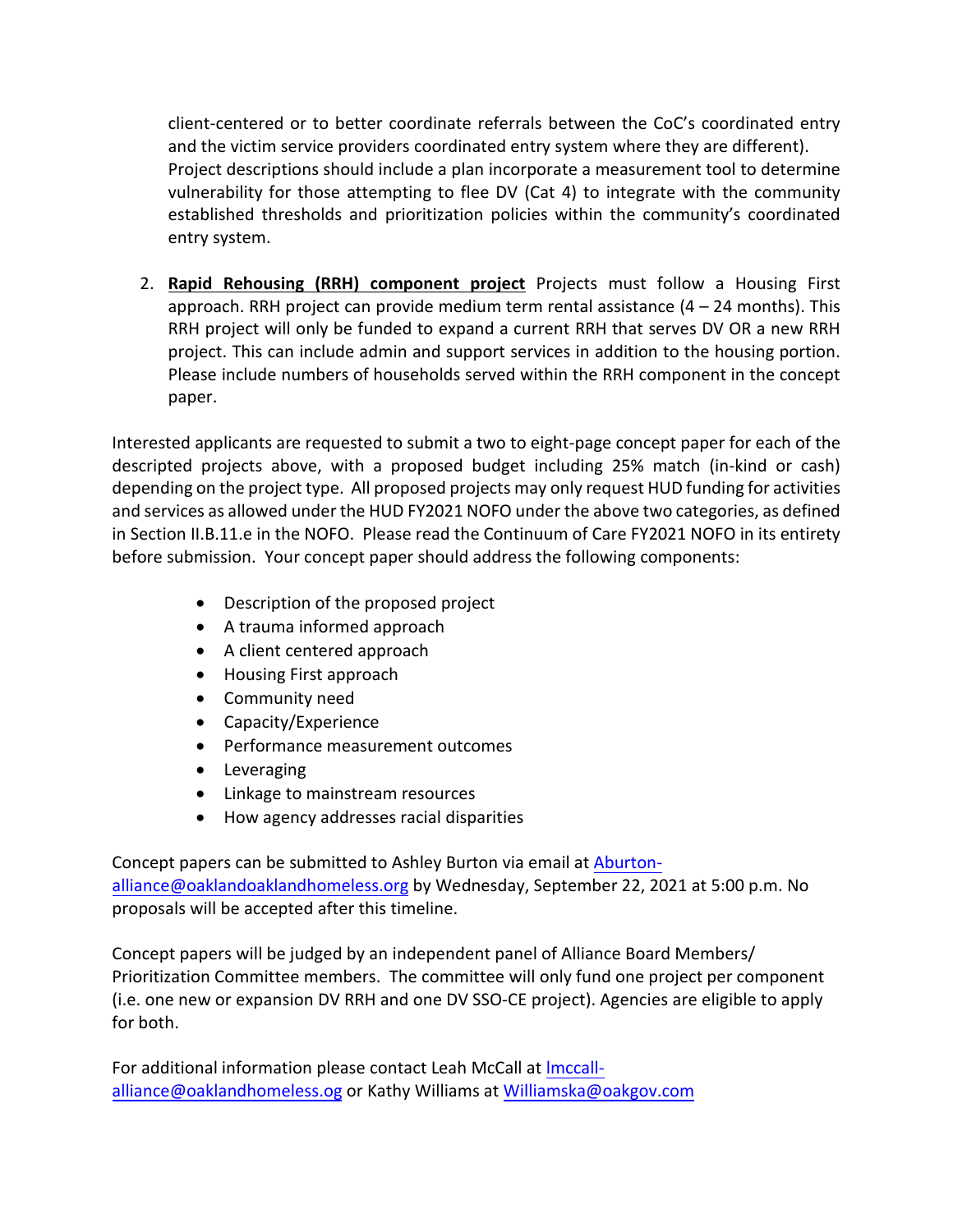client-centered or to better coordinate referrals between the CoC's coordinated entry and the victim service providers coordinated entry system where they are different). Project descriptions should include a plan incorporate a measurement tool to determine vulnerability for those attempting to flee DV (Cat 4) to integrate with the community established thresholds and prioritization policies within the community's coordinated entry system.

2. **Rapid Rehousing (RRH) component project** Projects must follow a Housing First approach. RRH project can provide medium term rental assistance (4 – 24 months). This RRH project will only be funded to expand a current RRH that serves DV OR a new RRH project. This can include admin and support services in addition to the housing portion. Please include numbers of households served within the RRH component in the concept paper.

Interested applicants are requested to submit a two to eight-page concept paper for each of the descripted projects above, with a proposed budget including 25% match (in-kind or cash) depending on the project type. All proposed projects may only request HUD funding for activities and services as allowed under the HUD FY2021 NOFO under the above two categories, as defined in Section II.B.11.e in the NOFO. Please read the Continuum of Care FY2021 NOFO in its entirety before submission. Your concept paper should address the following components:

- Description of the proposed project
- A trauma informed approach
- A client centered approach
- Housing First approach
- Community need
- Capacity/Experience
- Performance measurement outcomes
- Leveraging
- Linkage to mainstream resources
- How agency addresses racial disparities

Concept papers can be submitted to Ashley Burton via email at Aburton-alliance@oaklandoaklandhomeless.org by Wednesday, September 22, 2021 at 5:00 p.m. No proposals will be accepted after this timeline.

Concept papers will be judged by an independent panel of Alliance Board Members/ Prioritization Committee members. The committee will only fund one project per component (i.e. one new or expansion DV RRH and one DV SSO-CE project). Agencies are eligible to apply for both.

For additional information please contact Leah McCall at lmccall-alliance@oaklandhomeless.og or Kathy Williams at Williamska@oakgov.com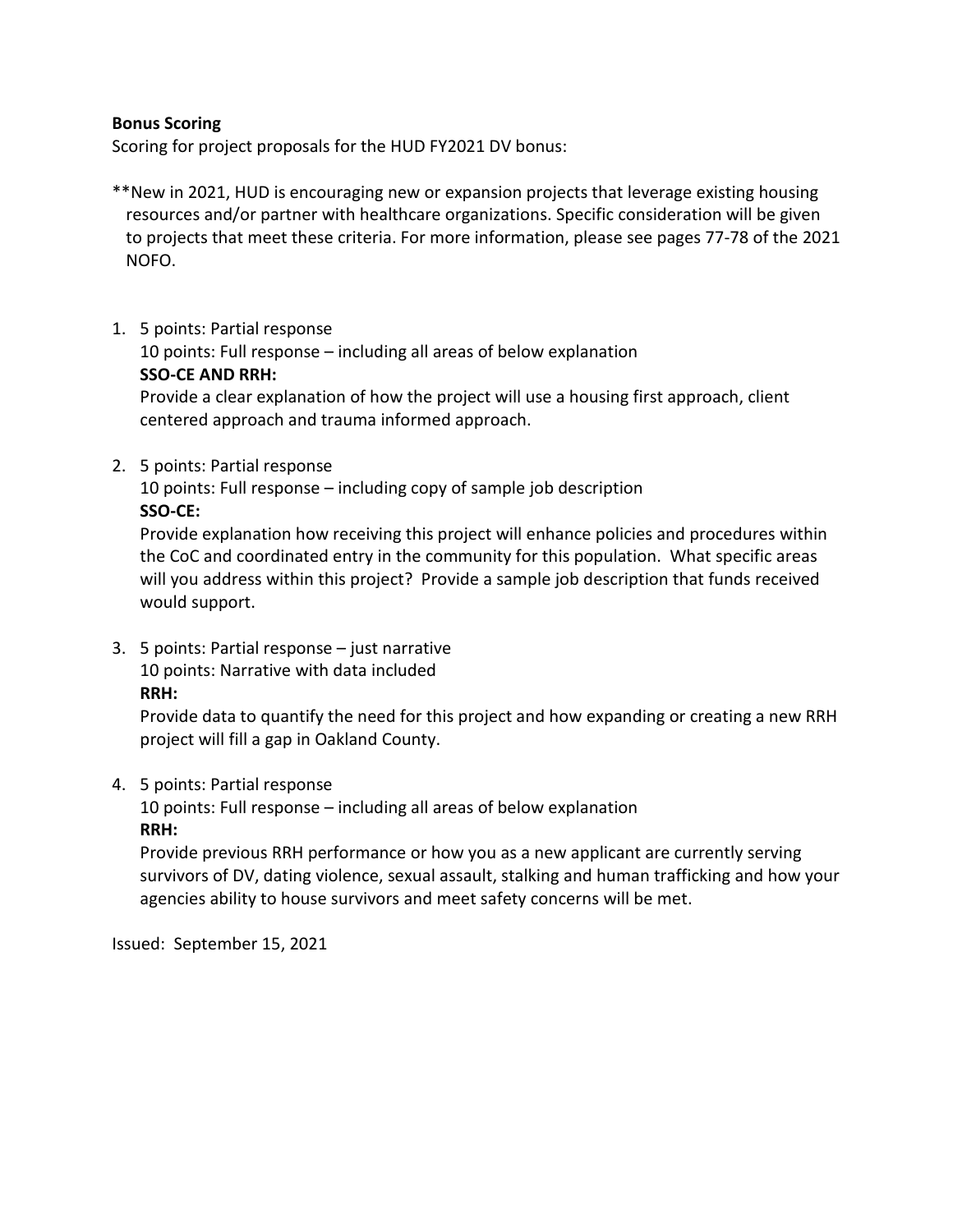**Bonus Scoring**

Scoring for project proposals for the HUD FY2021 DV bonus:

**New in 2021, HUD is encouraging new or expansion projects that leverage existing housing resources and/or partner with healthcare organizations. Specific consideration will be given to projects that meet these criteria. For more information, please see pages 77-78 of the 2021 NOFO.

1. 5 points: Partial response
   10 points: Full response – including all areas of below explanation
   **SSO-CE AND RRH:**
   Provide a clear explanation of how the project will use a housing first approach, client centered approach and trauma informed approach.

2. 5 points: Partial response
   10 points: Full response – including copy of sample job description
   **SSO-CE:**
   Provide explanation how receiving this project will enhance policies and procedures within the CoC and coordinated entry in the community for this population. What specific areas will you address within this project? Provide a sample job description that funds received would support.

3. 5 points: Partial response – just narrative
   10 points: Narrative with data included
   **RRH:**
   Provide data to quantify the need for this project and how expanding or creating a new RRH project will fill a gap in Oakland County.

4. 5 points: Partial response
   10 points: Full response – including all areas of below explanation
   **RRH:**
   Provide previous RRH performance or how you as a new applicant are currently serving survivors of DV, dating violence, sexual assault, stalking and human trafficking and how your agencies ability to house survivors and meet safety concerns will be met.

Issued: September 15, 2021